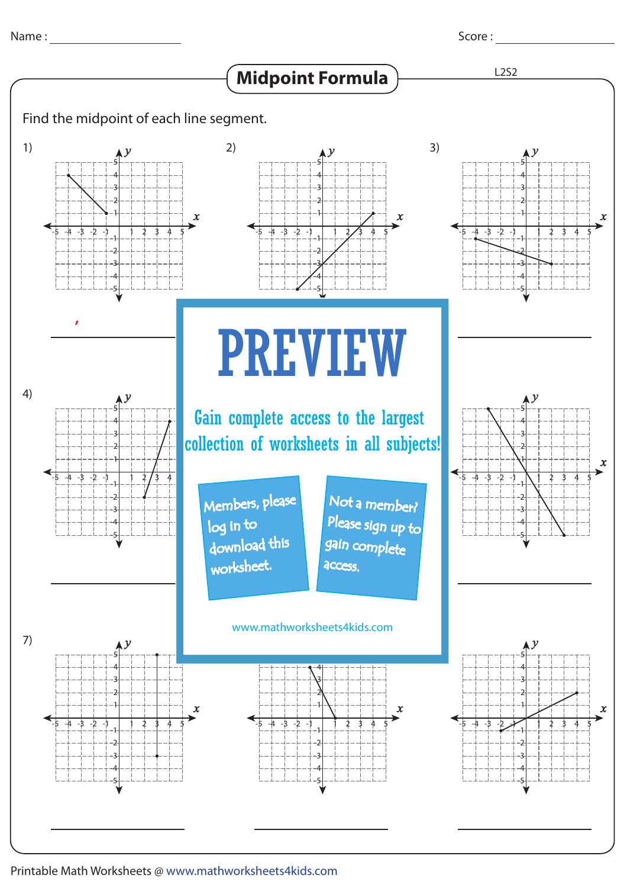Name : ____________________ Score : ____________________

# Midpoint Formula

L2S2

Find the midpoint of each line segment.

1) ____________________

2) ____________________

3) ____________________

4) ____________________

5) ____________________

6) ____________________

7) ____________________

8) ____________________

9) ____________________

**PREVIEW**

Gain complete access to the largest collection of worksheets in all subjects!

Members, please log in to download this worksheet.

Not a member? Please sign up to gain complete access.

www.mathworksheets4kids.com

Printable Math Worksheets @ www.mathworksheets4kids.com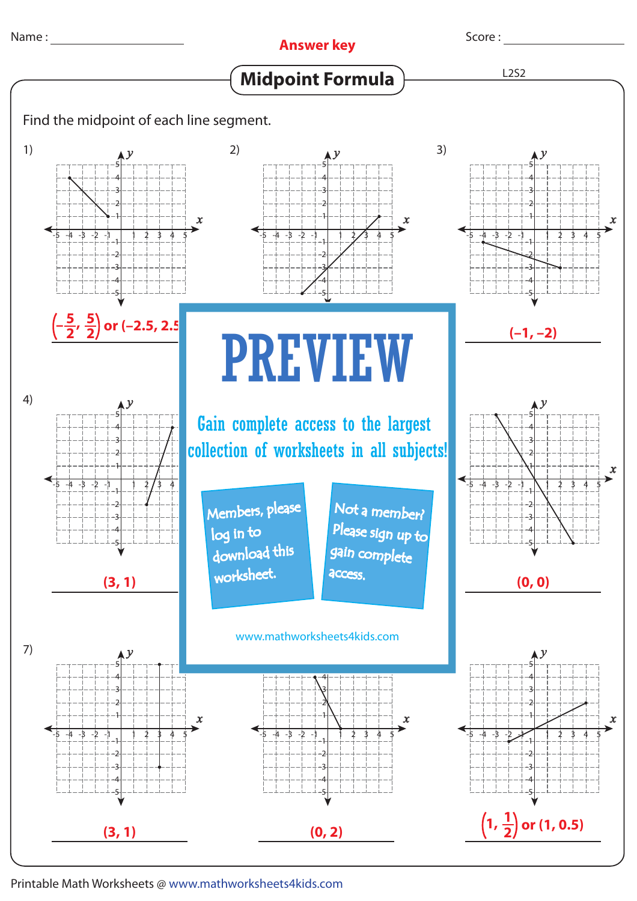Name : ____________________ **Answer key** Score : ____________________

# Midpoint Formula

L2S2

Find the midpoint of each line segment.

1)

$\left(-\frac{5}{2}, \frac{5}{2}\right)$ or (−2.5, 2.5

2)

3)

(−1, −2)

4)

(3, 1)

(0, 0)

# PREVIEW

Gain complete access to the largest collection of worksheets in all subjects!

Members, please log in to download this worksheet.

Not a member? Please sign up to gain complete access.

www.mathworksheets4kids.com

7)

(3, 1)

(0, 2)

$\left(1, \frac{1}{2}\right)$ or (1, 0.5)

Printable Math Worksheets @ www.mathworksheets4kids.com